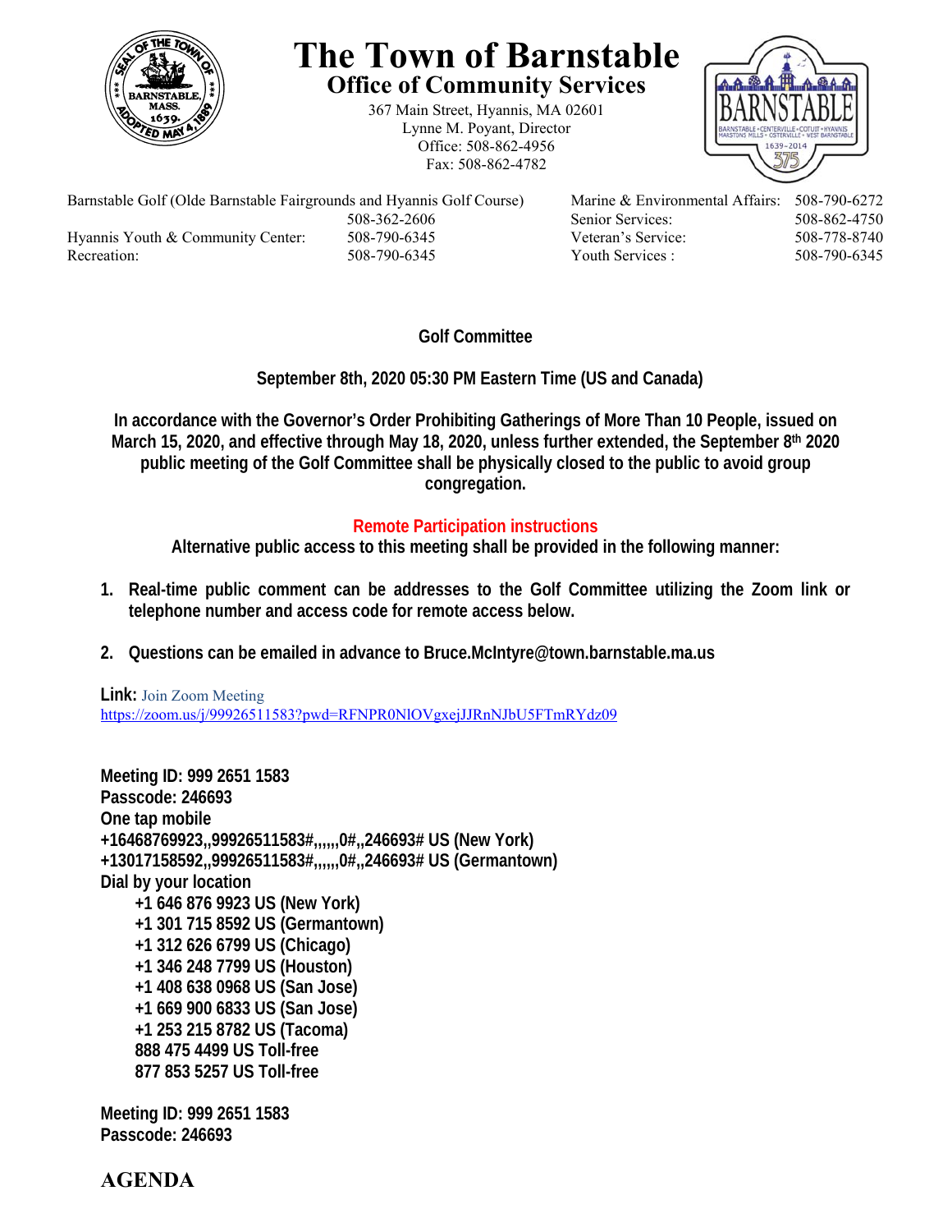# The Town of Barnstable

## Office of Community Services

367 Main Street, Hyannis, MA 02601
Lynne M. Poyant, Director
Office: 508-862-4956
Fax: 508-862-4782

| | | | |
|---|---|---|---|
| Barnstable Golf (Olde Barnstable Fairgrounds and Hyannis Golf Course) | 508-362-2606 | Marine & Environmental Affairs: | 508-790-6272 |
| | | Senior Services: | 508-862-4750 |
| Hyannis Youth & Community Center: | 508-790-6345 | Veteran's Service: | 508-778-8740 |
| Recreation: | 508-790-6345 | Youth Services : | 508-790-6345 |

**Golf Committee**

**September 8th, 2020 05:30 PM Eastern Time (US and Canada)**

**In accordance with the Governor's Order Prohibiting Gatherings of More Than 10 People, issued on March 15, 2020, and effective through May 18, 2020, unless further extended, the September 8th 2020 public meeting of the Golf Committee shall be physically closed to the public to avoid group congregation.**

**Remote Participation instructions**

**Alternative public access to this meeting shall be provided in the following manner:**

1. **Real-time public comment can be addresses to the Golf Committee utilizing the Zoom link or telephone number and access code for remote access below.**
2. **Questions can be emailed in advance to Bruce.McIntyre@town.barnstable.ma.us**

**Link:** Join Zoom Meeting
https://zoom.us/j/99926511583?pwd=RFNPR0NlOVgxejJJRnNJbU5FTmRYdz09

**Meeting ID: 999 2651 1583**
**Passcode: 246693**
**One tap mobile**
**+16468769923,,99926511583#,,,,,,0#,,246693# US (New York)**
**+13017158592,,99926511583#,,,,,,0#,,246693# US (Germantown)**
**Dial by your location**
- **+1 646 876 9923 US (New York)**
- **+1 301 715 8592 US (Germantown)**
- **+1 312 626 6799 US (Chicago)**
- **+1 346 248 7799 US (Houston)**
- **+1 408 638 0968 US (San Jose)**
- **+1 669 900 6833 US (San Jose)**
- **+1 253 215 8782 US (Tacoma)**
- **888 475 4499 US Toll-free**
- **877 853 5257 US Toll-free**

**Meeting ID: 999 2651 1583**
**Passcode: 246693**

## AGENDA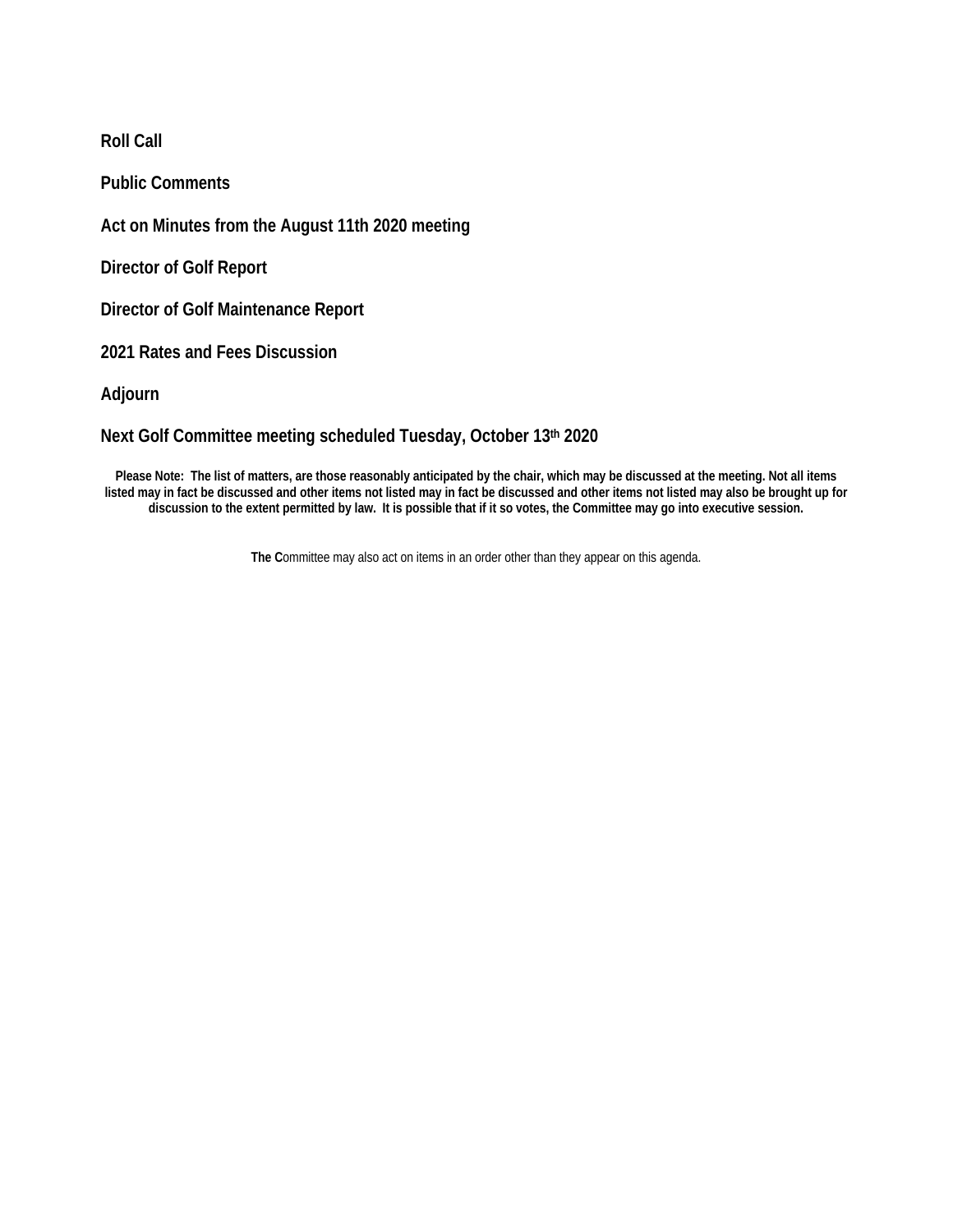**Roll Call**

**Public Comments**

**Act on Minutes from the August 11th 2020 meeting**

**Director of Golf Report**

**Director of Golf Maintenance Report**

**2021 Rates and Fees Discussion**

**Adjourn**

**Next Golf Committee meeting scheduled Tuesday, October 13th 2020**

**Please Note: The list of matters, are those reasonably anticipated by the chair, which may be discussed at the meeting. Not all items listed may in fact be discussed and other items not listed may in fact be discussed and other items not listed may also be brought up for discussion to the extent permitted by law. It is possible that if it so votes, the Committee may go into executive session.**

**The C**ommittee may also act on items in an order other than they appear on this agenda.